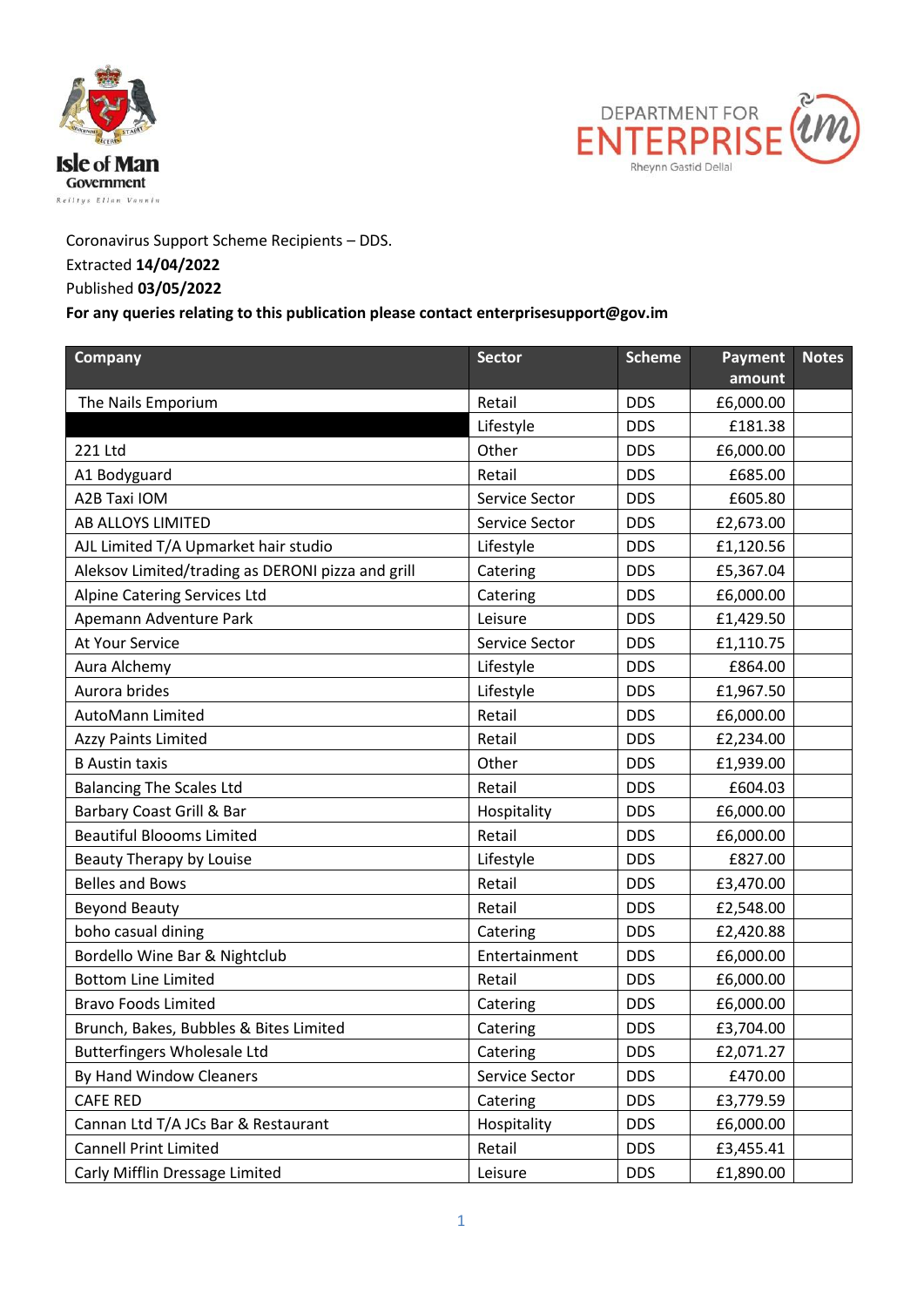Coronavirus Support Scheme Recipients – DDS.
Extracted **14/04/2022**
Published **03/05/2022**
**For any queries relating to this publication please contact enterprisesupport@gov.im**

| Company | Sector | Scheme | Payment amount | Notes |
|---|---|---|---|---|
| The Nails Emporium | Retail | DDS | £6,000.00 | |
| | Lifestyle | DDS | £181.38 | |
| 221 Ltd | Other | DDS | £6,000.00 | |
| A1 Bodyguard | Retail | DDS | £685.00 | |
| A2B Taxi IOM | Service Sector | DDS | £605.80 | |
| AB ALLOYS LIMITED | Service Sector | DDS | £2,673.00 | |
| AJL Limited T/A Upmarket hair studio | Lifestyle | DDS | £1,120.56 | |
| Aleksov Limited/trading as DERONI pizza and grill | Catering | DDS | £5,367.04 | |
| Alpine Catering Services Ltd | Catering | DDS | £6,000.00 | |
| Apemann Adventure Park | Leisure | DDS | £1,429.50 | |
| At Your Service | Service Sector | DDS | £1,110.75 | |
| Aura Alchemy | Lifestyle | DDS | £864.00 | |
| Aurora brides | Lifestyle | DDS | £1,967.50 | |
| AutoMann Limited | Retail | DDS | £6,000.00 | |
| Azzy Paints Limited | Retail | DDS | £2,234.00 | |
| B Austin taxis | Other | DDS | £1,939.00 | |
| Balancing The Scales Ltd | Retail | DDS | £604.03 | |
| Barbary Coast Grill & Bar | Hospitality | DDS | £6,000.00 | |
| Beautiful Bloooms Limited | Retail | DDS | £6,000.00 | |
| Beauty Therapy by Louise | Lifestyle | DDS | £827.00 | |
| Belles and Bows | Retail | DDS | £3,470.00 | |
| Beyond Beauty | Retail | DDS | £2,548.00 | |
| boho casual dining | Catering | DDS | £2,420.88 | |
| Bordello Wine Bar & Nightclub | Entertainment | DDS | £6,000.00 | |
| Bottom Line Limited | Retail | DDS | £6,000.00 | |
| Bravo Foods Limited | Catering | DDS | £6,000.00 | |
| Brunch, Bakes, Bubbles & Bites Limited | Catering | DDS | £3,704.00 | |
| Butterfingers Wholesale Ltd | Catering | DDS | £2,071.27 | |
| By Hand Window Cleaners | Service Sector | DDS | £470.00 | |
| CAFE RED | Catering | DDS | £3,779.59 | |
| Cannan Ltd T/A JCs Bar & Restaurant | Hospitality | DDS | £6,000.00 | |
| Cannell Print Limited | Retail | DDS | £3,455.41 | |
| Carly Mifflin Dressage Limited | Leisure | DDS | £1,890.00 | |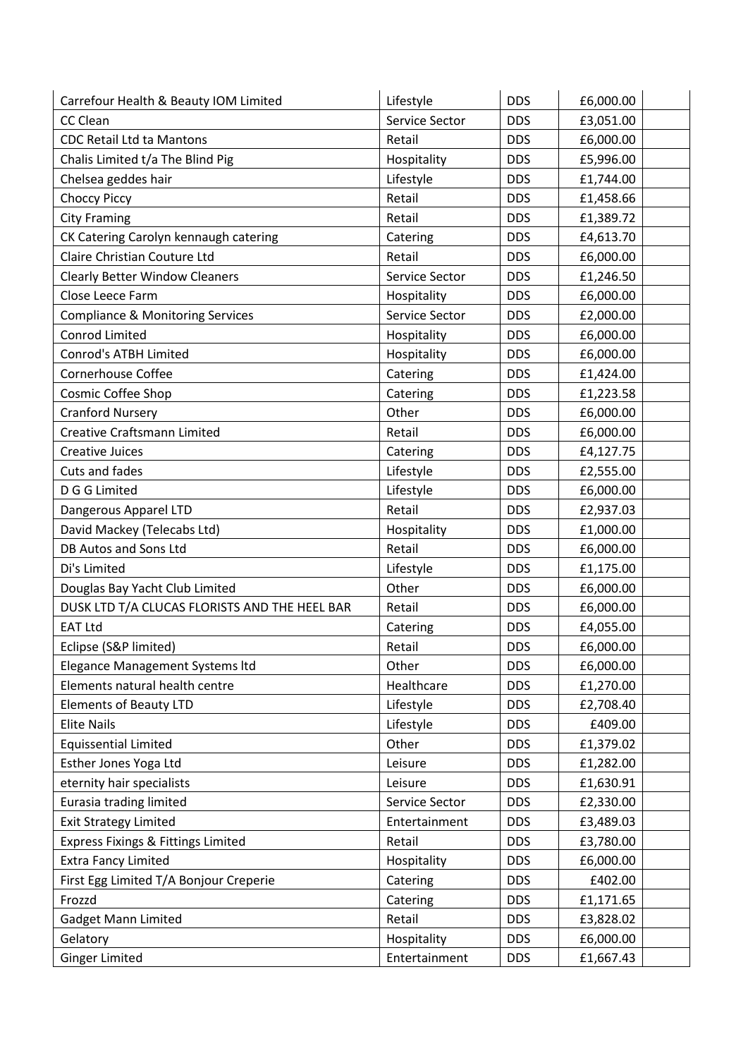| | | | | |
|---|---|---|---|---|
| Carrefour Health & Beauty IOM Limited | Lifestyle | DDS | £6,000.00 | |
| CC Clean | Service Sector | DDS | £3,051.00 | |
| CDC Retail Ltd ta Mantons | Retail | DDS | £6,000.00 | |
| Chalis Limited t/a The Blind Pig | Hospitality | DDS | £5,996.00 | |
| Chelsea geddes hair | Lifestyle | DDS | £1,744.00 | |
| Choccy Piccy | Retail | DDS | £1,458.66 | |
| City Framing | Retail | DDS | £1,389.72 | |
| CK Catering Carolyn kennaugh catering | Catering | DDS | £4,613.70 | |
| Claire Christian Couture Ltd | Retail | DDS | £6,000.00 | |
| Clearly Better Window Cleaners | Service Sector | DDS | £1,246.50 | |
| Close Leece Farm | Hospitality | DDS | £6,000.00 | |
| Compliance & Monitoring Services | Service Sector | DDS | £2,000.00 | |
| Conrod Limited | Hospitality | DDS | £6,000.00 | |
| Conrod's ATBH Limited | Hospitality | DDS | £6,000.00 | |
| Cornerhouse Coffee | Catering | DDS | £1,424.00 | |
| Cosmic Coffee Shop | Catering | DDS | £1,223.58 | |
| Cranford Nursery | Other | DDS | £6,000.00 | |
| Creative Craftsmann Limited | Retail | DDS | £6,000.00 | |
| Creative Juices | Catering | DDS | £4,127.75 | |
| Cuts and fades | Lifestyle | DDS | £2,555.00 | |
| D G G Limited | Lifestyle | DDS | £6,000.00 | |
| Dangerous Apparel LTD | Retail | DDS | £2,937.03 | |
| David Mackey (Telecabs Ltd) | Hospitality | DDS | £1,000.00 | |
| DB Autos and Sons Ltd | Retail | DDS | £6,000.00 | |
| Di's Limited | Lifestyle | DDS | £1,175.00 | |
| Douglas Bay Yacht Club Limited | Other | DDS | £6,000.00 | |
| DUSK LTD T/A CLUCAS FLORISTS AND THE HEEL BAR | Retail | DDS | £6,000.00 | |
| EAT Ltd | Catering | DDS | £4,055.00 | |
| Eclipse (S&P limited) | Retail | DDS | £6,000.00 | |
| Elegance Management Systems ltd | Other | DDS | £6,000.00 | |
| Elements natural health centre | Healthcare | DDS | £1,270.00 | |
| Elements of Beauty LTD | Lifestyle | DDS | £2,708.40 | |
| Elite Nails | Lifestyle | DDS | £409.00 | |
| Equissential Limited | Other | DDS | £1,379.02 | |
| Esther Jones Yoga Ltd | Leisure | DDS | £1,282.00 | |
| eternity hair specialists | Leisure | DDS | £1,630.91 | |
| Eurasia trading limited | Service Sector | DDS | £2,330.00 | |
| Exit Strategy Limited | Entertainment | DDS | £3,489.03 | |
| Express Fixings & Fittings Limited | Retail | DDS | £3,780.00 | |
| Extra Fancy Limited | Hospitality | DDS | £6,000.00 | |
| First Egg Limited T/A Bonjour Creperie | Catering | DDS | £402.00 | |
| Frozzd | Catering | DDS | £1,171.65 | |
| Gadget Mann Limited | Retail | DDS | £3,828.02 | |
| Gelatory | Hospitality | DDS | £6,000.00 | |
| Ginger Limited | Entertainment | DDS | £1,667.43 | |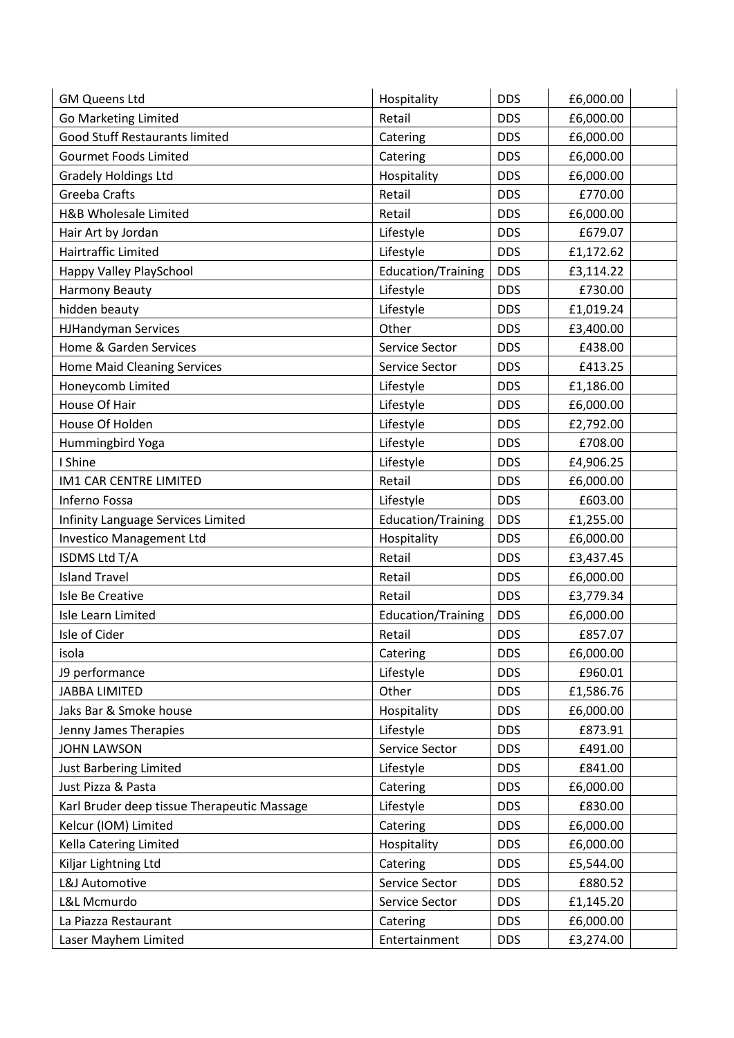| | | | | |
|---|---|---|---|---|
| GM Queens Ltd | Hospitality | DDS | £6,000.00 | |
| Go Marketing Limited | Retail | DDS | £6,000.00 | |
| Good Stuff Restaurants limited | Catering | DDS | £6,000.00 | |
| Gourmet Foods Limited | Catering | DDS | £6,000.00 | |
| Gradely Holdings Ltd | Hospitality | DDS | £6,000.00 | |
| Greeba Crafts | Retail | DDS | £770.00 | |
| H&B Wholesale Limited | Retail | DDS | £6,000.00 | |
| Hair Art by Jordan | Lifestyle | DDS | £679.07 | |
| Hairtraffic Limited | Lifestyle | DDS | £1,172.62 | |
| Happy Valley PlaySchool | Education/Training | DDS | £3,114.22 | |
| Harmony Beauty | Lifestyle | DDS | £730.00 | |
| hidden beauty | Lifestyle | DDS | £1,019.24 | |
| HJHandyman Services | Other | DDS | £3,400.00 | |
| Home & Garden Services | Service Sector | DDS | £438.00 | |
| Home Maid Cleaning Services | Service Sector | DDS | £413.25 | |
| Honeycomb Limited | Lifestyle | DDS | £1,186.00 | |
| House Of Hair | Lifestyle | DDS | £6,000.00 | |
| House Of Holden | Lifestyle | DDS | £2,792.00 | |
| Hummingbird Yoga | Lifestyle | DDS | £708.00 | |
| I Shine | Lifestyle | DDS | £4,906.25 | |
| IM1 CAR CENTRE LIMITED | Retail | DDS | £6,000.00 | |
| Inferno Fossa | Lifestyle | DDS | £603.00 | |
| Infinity Language Services Limited | Education/Training | DDS | £1,255.00 | |
| Investico Management Ltd | Hospitality | DDS | £6,000.00 | |
| ISDMS Ltd T/A | Retail | DDS | £3,437.45 | |
| Island Travel | Retail | DDS | £6,000.00 | |
| Isle Be Creative | Retail | DDS | £3,779.34 | |
| Isle Learn Limited | Education/Training | DDS | £6,000.00 | |
| Isle of Cider | Retail | DDS | £857.07 | |
| isola | Catering | DDS | £6,000.00 | |
| J9 performance | Lifestyle | DDS | £960.01 | |
| JABBA LIMITED | Other | DDS | £1,586.76 | |
| Jaks Bar & Smoke house | Hospitality | DDS | £6,000.00 | |
| Jenny James Therapies | Lifestyle | DDS | £873.91 | |
| JOHN LAWSON | Service Sector | DDS | £491.00 | |
| Just Barbering Limited | Lifestyle | DDS | £841.00 | |
| Just Pizza & Pasta | Catering | DDS | £6,000.00 | |
| Karl Bruder deep tissue Therapeutic Massage | Lifestyle | DDS | £830.00 | |
| Kelcur (IOM) Limited | Catering | DDS | £6,000.00 | |
| Kella Catering Limited | Hospitality | DDS | £6,000.00 | |
| Kiljar Lightning Ltd | Catering | DDS | £5,544.00 | |
| L&J Automotive | Service Sector | DDS | £880.52 | |
| L&L Mcmurdo | Service Sector | DDS | £1,145.20 | |
| La Piazza Restaurant | Catering | DDS | £6,000.00 | |
| Laser Mayhem Limited | Entertainment | DDS | £3,274.00 | |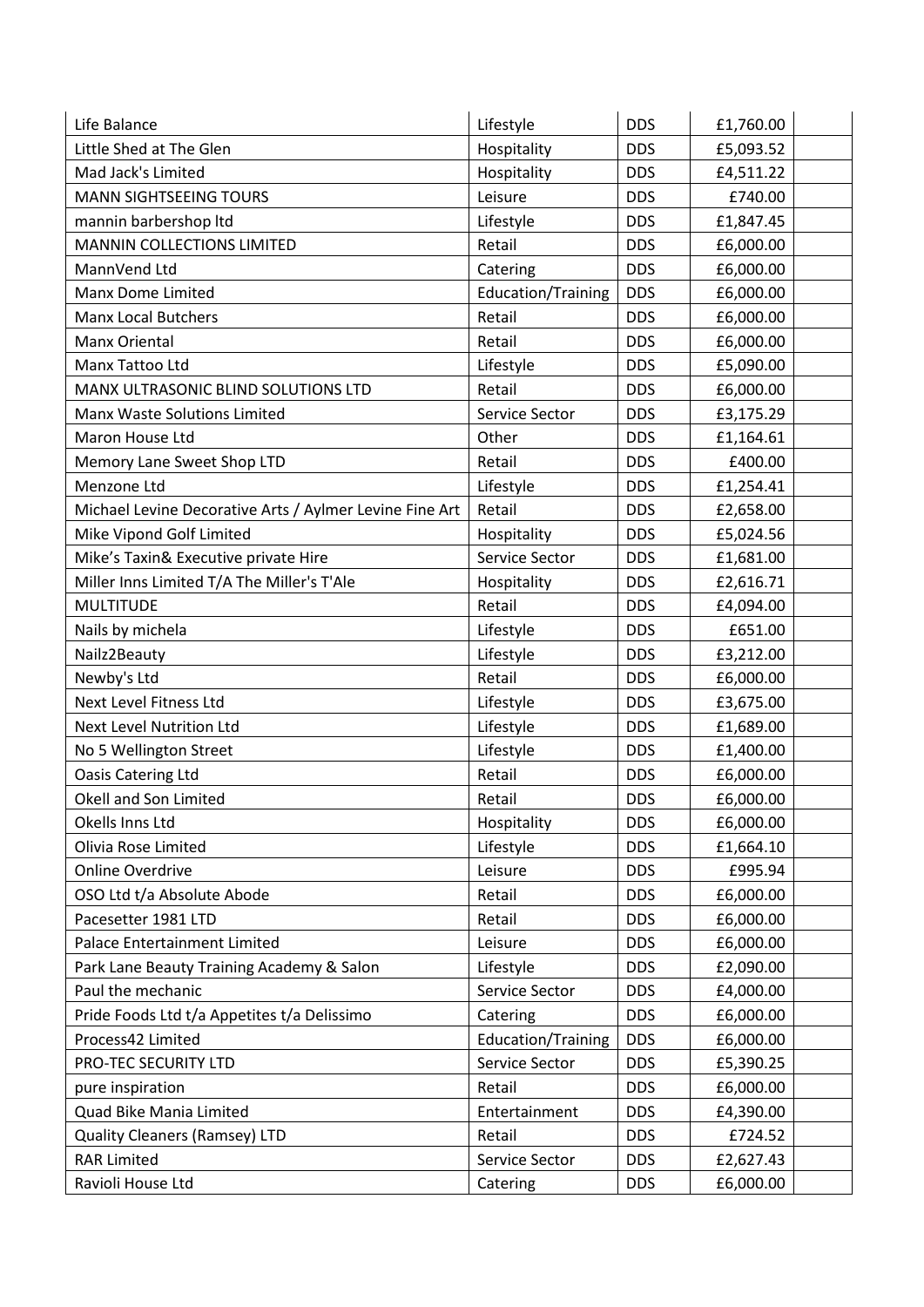| | | | | |
|---|---|---|---|---|
| Life Balance | Lifestyle | DDS | £1,760.00 | |
| Little Shed at The Glen | Hospitality | DDS | £5,093.52 | |
| Mad Jack's Limited | Hospitality | DDS | £4,511.22 | |
| MANN SIGHTSEEING TOURS | Leisure | DDS | £740.00 | |
| mannin barbershop ltd | Lifestyle | DDS | £1,847.45 | |
| MANNIN COLLECTIONS LIMITED | Retail | DDS | £6,000.00 | |
| MannVend Ltd | Catering | DDS | £6,000.00 | |
| Manx Dome Limited | Education/Training | DDS | £6,000.00 | |
| Manx Local Butchers | Retail | DDS | £6,000.00 | |
| Manx Oriental | Retail | DDS | £6,000.00 | |
| Manx Tattoo Ltd | Lifestyle | DDS | £5,090.00 | |
| MANX ULTRASONIC BLIND SOLUTIONS LTD | Retail | DDS | £6,000.00 | |
| Manx Waste Solutions Limited | Service Sector | DDS | £3,175.29 | |
| Maron House Ltd | Other | DDS | £1,164.61 | |
| Memory Lane Sweet Shop LTD | Retail | DDS | £400.00 | |
| Menzone Ltd | Lifestyle | DDS | £1,254.41 | |
| Michael Levine Decorative Arts / Aylmer Levine Fine Art | Retail | DDS | £2,658.00 | |
| Mike Vipond Golf Limited | Hospitality | DDS | £5,024.56 | |
| Mike's Taxin& Executive private Hire | Service Sector | DDS | £1,681.00 | |
| Miller Inns Limited T/A The Miller's T'Ale | Hospitality | DDS | £2,616.71 | |
| MULTITUDE | Retail | DDS | £4,094.00 | |
| Nails by michela | Lifestyle | DDS | £651.00 | |
| Nailz2Beauty | Lifestyle | DDS | £3,212.00 | |
| Newby's Ltd | Retail | DDS | £6,000.00 | |
| Next Level Fitness Ltd | Lifestyle | DDS | £3,675.00 | |
| Next Level Nutrition Ltd | Lifestyle | DDS | £1,689.00 | |
| No 5 Wellington Street | Lifestyle | DDS | £1,400.00 | |
| Oasis Catering Ltd | Retail | DDS | £6,000.00 | |
| Okell and Son Limited | Retail | DDS | £6,000.00 | |
| Okells Inns Ltd | Hospitality | DDS | £6,000.00 | |
| Olivia Rose Limited | Lifestyle | DDS | £1,664.10 | |
| Online Overdrive | Leisure | DDS | £995.94 | |
| OSO Ltd t/a Absolute Abode | Retail | DDS | £6,000.00 | |
| Pacesetter 1981 LTD | Retail | DDS | £6,000.00 | |
| Palace Entertainment Limited | Leisure | DDS | £6,000.00 | |
| Park Lane Beauty Training Academy & Salon | Lifestyle | DDS | £2,090.00 | |
| Paul the mechanic | Service Sector | DDS | £4,000.00 | |
| Pride Foods Ltd t/a Appetites t/a Delissimo | Catering | DDS | £6,000.00 | |
| Process42 Limited | Education/Training | DDS | £6,000.00 | |
| PRO-TEC SECURITY LTD | Service Sector | DDS | £5,390.25 | |
| pure inspiration | Retail | DDS | £6,000.00 | |
| Quad Bike Mania Limited | Entertainment | DDS | £4,390.00 | |
| Quality Cleaners (Ramsey) LTD | Retail | DDS | £724.52 | |
| RAR Limited | Service Sector | DDS | £2,627.43 | |
| Ravioli House Ltd | Catering | DDS | £6,000.00 | |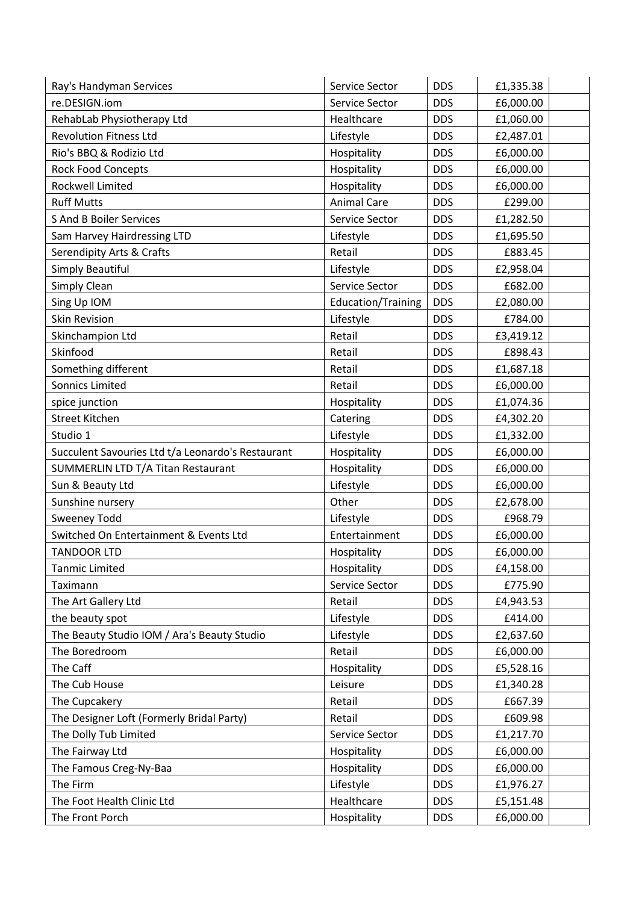| | | | | |
|---|---|---|---|---|
| Ray's Handyman Services | Service Sector | DDS | £1,335.38 | |
| re.DESIGN.iom | Service Sector | DDS | £6,000.00 | |
| RehabLab Physiotherapy Ltd | Healthcare | DDS | £1,060.00 | |
| Revolution Fitness Ltd | Lifestyle | DDS | £2,487.01 | |
| Rio's BBQ & Rodizio Ltd | Hospitality | DDS | £6,000.00 | |
| Rock Food Concepts | Hospitality | DDS | £6,000.00 | |
| Rockwell Limited | Hospitality | DDS | £6,000.00 | |
| Ruff Mutts | Animal Care | DDS | £299.00 | |
| S And B Boiler Services | Service Sector | DDS | £1,282.50 | |
| Sam Harvey Hairdressing LTD | Lifestyle | DDS | £1,695.50 | |
| Serendipity Arts & Crafts | Retail | DDS | £883.45 | |
| Simply Beautiful | Lifestyle | DDS | £2,958.04 | |
| Simply Clean | Service Sector | DDS | £682.00 | |
| Sing Up IOM | Education/Training | DDS | £2,080.00 | |
| Skin Revision | Lifestyle | DDS | £784.00 | |
| Skinchampion Ltd | Retail | DDS | £3,419.12 | |
| Skinfood | Retail | DDS | £898.43 | |
| Something different | Retail | DDS | £1,687.18 | |
| Sonnics Limited | Retail | DDS | £6,000.00 | |
| spice junction | Hospitality | DDS | £1,074.36 | |
| Street Kitchen | Catering | DDS | £4,302.20 | |
| Studio 1 | Lifestyle | DDS | £1,332.00 | |
| Succulent Savouries Ltd t/a Leonardo's Restaurant | Hospitality | DDS | £6,000.00 | |
| SUMMERLIN LTD T/A Titan Restaurant | Hospitality | DDS | £6,000.00 | |
| Sun & Beauty Ltd | Lifestyle | DDS | £6,000.00 | |
| Sunshine nursery | Other | DDS | £2,678.00 | |
| Sweeney Todd | Lifestyle | DDS | £968.79 | |
| Switched On Entertainment & Events Ltd | Entertainment | DDS | £6,000.00 | |
| TANDOOR LTD | Hospitality | DDS | £6,000.00 | |
| Tanmic Limited | Hospitality | DDS | £4,158.00 | |
| Taximann | Service Sector | DDS | £775.90 | |
| The Art Gallery Ltd | Retail | DDS | £4,943.53 | |
| the beauty spot | Lifestyle | DDS | £414.00 | |
| The Beauty Studio IOM / Ara's Beauty Studio | Lifestyle | DDS | £2,637.60 | |
| The Boredroom | Retail | DDS | £6,000.00 | |
| The Caff | Hospitality | DDS | £5,528.16 | |
| The Cub House | Leisure | DDS | £1,340.28 | |
| The Cupcakery | Retail | DDS | £667.39 | |
| The Designer Loft (Formerly Bridal Party) | Retail | DDS | £609.98 | |
| The Dolly Tub Limited | Service Sector | DDS | £1,217.70 | |
| The Fairway Ltd | Hospitality | DDS | £6,000.00 | |
| The Famous Creg-Ny-Baa | Hospitality | DDS | £6,000.00 | |
| The Firm | Lifestyle | DDS | £1,976.27 | |
| The Foot Health Clinic Ltd | Healthcare | DDS | £5,151.48 | |
| The Front Porch | Hospitality | DDS | £6,000.00 | |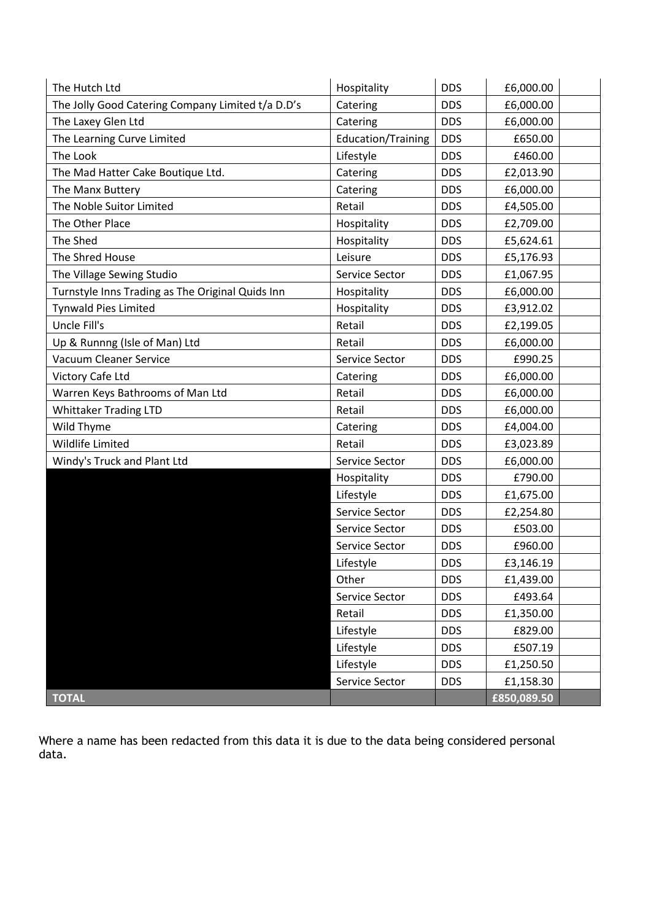| | | | | |
|---|---|---|---|---|
| The Hutch Ltd | Hospitality | DDS | £6,000.00 | |
| The Jolly Good Catering Company Limited t/a D.D's | Catering | DDS | £6,000.00 | |
| The Laxey Glen Ltd | Catering | DDS | £6,000.00 | |
| The Learning Curve Limited | Education/Training | DDS | £650.00 | |
| The Look | Lifestyle | DDS | £460.00 | |
| The Mad Hatter Cake Boutique Ltd. | Catering | DDS | £2,013.90 | |
| The Manx Buttery | Catering | DDS | £6,000.00 | |
| The Noble Suitor Limited | Retail | DDS | £4,505.00 | |
| The Other Place | Hospitality | DDS | £2,709.00 | |
| The Shed | Hospitality | DDS | £5,624.61 | |
| The Shred House | Leisure | DDS | £5,176.93 | |
| The Village Sewing Studio | Service Sector | DDS | £1,067.95 | |
| Turnstyle Inns Trading as The Original Quids Inn | Hospitality | DDS | £6,000.00 | |
| Tynwald Pies Limited | Hospitality | DDS | £3,912.02 | |
| Uncle Fill's | Retail | DDS | £2,199.05 | |
| Up & Runnng (Isle of Man) Ltd | Retail | DDS | £6,000.00 | |
| Vacuum Cleaner Service | Service Sector | DDS | £990.25 | |
| Victory Cafe Ltd | Catering | DDS | £6,000.00 | |
| Warren Keys Bathrooms of Man Ltd | Retail | DDS | £6,000.00 | |
| Whittaker Trading LTD | Retail | DDS | £6,000.00 | |
| Wild Thyme | Catering | DDS | £4,004.00 | |
| Wildlife Limited | Retail | DDS | £3,023.89 | |
| Windy's Truck and Plant Ltd | Service Sector | DDS | £6,000.00 | |
| | Hospitality | DDS | £790.00 | |
| | Lifestyle | DDS | £1,675.00 | |
| | Service Sector | DDS | £2,254.80 | |
| | Service Sector | DDS | £503.00 | |
| | Service Sector | DDS | £960.00 | |
| | Lifestyle | DDS | £3,146.19 | |
| | Other | DDS | £1,439.00 | |
| | Service Sector | DDS | £493.64 | |
| | Retail | DDS | £1,350.00 | |
| | Lifestyle | DDS | £829.00 | |
| | Lifestyle | DDS | £507.19 | |
| | Lifestyle | DDS | £1,250.50 | |
| | Service Sector | DDS | £1,158.30 | |
| **TOTAL** | | | **£850,089.50** | |

Where a name has been redacted from this data it is due to the data being considered personal data.